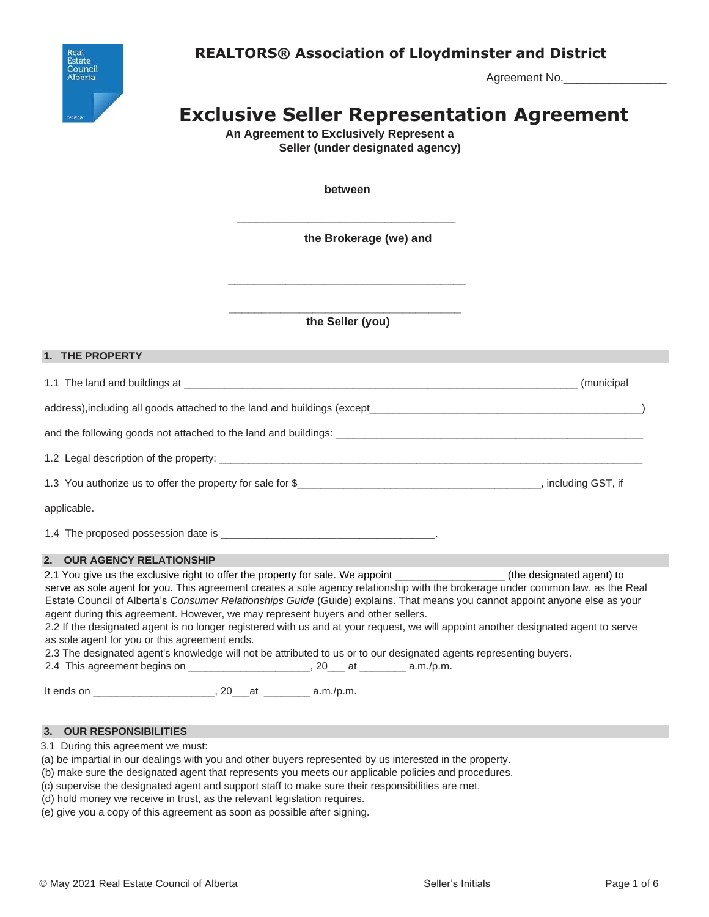**REALTORS® Association of Lloydminster and District**

Agreement No.________________

# Exclusive Seller Representation Agreement

**An Agreement to Exclusively Represent a Seller (under designated agency)**

**between**

___________________________________

**the Brokerage (we) and**

______________________________________

______________________________________

**the Seller (you)**

## 1. THE PROPERTY

1.1 The land and buildings at _______________________________________________________________ (municipal address),including all goods attached to the land and buildings (except_______________________________________________) and the following goods not attached to the land and buildings: ______________________________________________________

1.2 Legal description of the property: ___________________________________________________________________________

1.3 You authorize us to offer the property for sale for $_________________________________________, including GST, if applicable.

1.4 The proposed possession date is ____________________________________.

## 2. OUR AGENCY RELATIONSHIP

2.1 You give us the exclusive right to offer the property for sale. We appoint __________________ (the designated agent) to serve as sole agent for you. This agreement creates a sole agency relationship with the brokerage under common law, as the Real Estate Council of Alberta's *Consumer Relationships Guide* (Guide) explains. That means you cannot appoint anyone else as your agent during this agreement. However, we may represent buyers and other sellers.

2.2 If the designated agent is no longer registered with us and at your request, we will appoint another designated agent to serve as sole agent for you or this agreement ends.

2.3 The designated agent's knowledge will not be attributed to us or to our designated agents representing buyers.

2.4 This agreement begins on ____________________, 20___ at ________ a.m./p.m.

It ends on ____________________, 20___at ________ a.m./p.m.

## 3. OUR RESPONSIBILITIES

3.1 During this agreement we must:

(a) be impartial in our dealings with you and other buyers represented by us interested in the property.
(b) make sure the designated agent that represents you meets our applicable policies and procedures.
(c) supervise the designated agent and support staff to make sure their responsibilities are met.
(d) hold money we receive in trust, as the relevant legislation requires.
(e) give you a copy of this agreement as soon as possible after signing.

Seller's Initials ______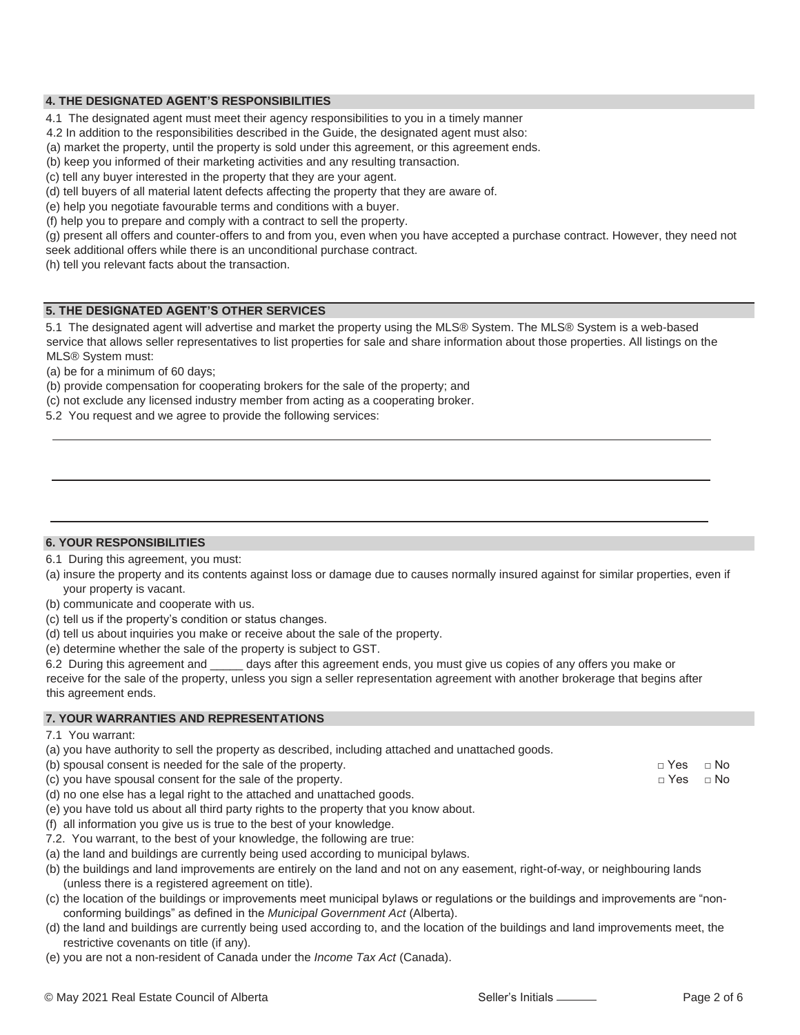## 4. THE DESIGNATED AGENT'S RESPONSIBILITIES

4.1 The designated agent must meet their agency responsibilities to you in a timely manner

4.2 In addition to the responsibilities described in the Guide, the designated agent must also:

(a) market the property, until the property is sold under this agreement, or this agreement ends.

(b) keep you informed of their marketing activities and any resulting transaction.

(c) tell any buyer interested in the property that they are your agent.

(d) tell buyers of all material latent defects affecting the property that they are aware of.

(e) help you negotiate favourable terms and conditions with a buyer.

(f) help you to prepare and comply with a contract to sell the property.

(g) present all offers and counter-offers to and from you, even when you have accepted a purchase contract. However, they need not seek additional offers while there is an unconditional purchase contract.

(h) tell you relevant facts about the transaction.

## 5. THE DESIGNATED AGENT'S OTHER SERVICES

5.1 The designated agent will advertise and market the property using the MLS® System. The MLS® System is a web-based service that allows seller representatives to list properties for sale and share information about those properties. All listings on the MLS® System must:

(a) be for a minimum of 60 days;

(b) provide compensation for cooperating brokers for the sale of the property; and

(c) not exclude any licensed industry member from acting as a cooperating broker.

5.2 You request and we agree to provide the following services:

______________________________________________________________________

______________________________________________________________________

______________________________________________________________________

## 6. YOUR RESPONSIBILITIES

6.1 During this agreement, you must:

(a) insure the property and its contents against loss or damage due to causes normally insured against for similar properties, even if your property is vacant.

(b) communicate and cooperate with us.

(c) tell us if the property's condition or status changes.

(d) tell us about inquiries you make or receive about the sale of the property.

(e) determine whether the sale of the property is subject to GST.

6.2 During this agreement and _____ days after this agreement ends, you must give us copies of any offers you make or receive for the sale of the property, unless you sign a seller representation agreement with another brokerage that begins after this agreement ends.

## 7. YOUR WARRANTIES AND REPRESENTATIONS

7.1 You warrant:

(a) you have authority to sell the property as described, including attached and unattached goods.

(b) spousal consent is needed for the sale of the property. □ Yes □ No

(c) you have spousal consent for the sale of the property. □ Yes □ No

(d) no one else has a legal right to the attached and unattached goods.

(e) you have told us about all third party rights to the property that you know about.

(f) all information you give us is true to the best of your knowledge.

7.2. You warrant, to the best of your knowledge, the following are true:

(a) the land and buildings are currently being used according to municipal bylaws.

(b) the buildings and land improvements are entirely on the land and not on any easement, right-of-way, or neighbouring lands (unless there is a registered agreement on title).

(c) the location of the buildings or improvements meet municipal bylaws or regulations or the buildings and improvements are "non-conforming buildings" as defined in the *Municipal Government Act* (Alberta).

(d) the land and buildings are currently being used according to, and the location of the buildings and land improvements meet, the restrictive covenants on title (if any).

(e) you are not a non-resident of Canada under the *Income Tax Act* (Canada).

© May 2021 Real Estate Council of Alberta Seller's Initials ______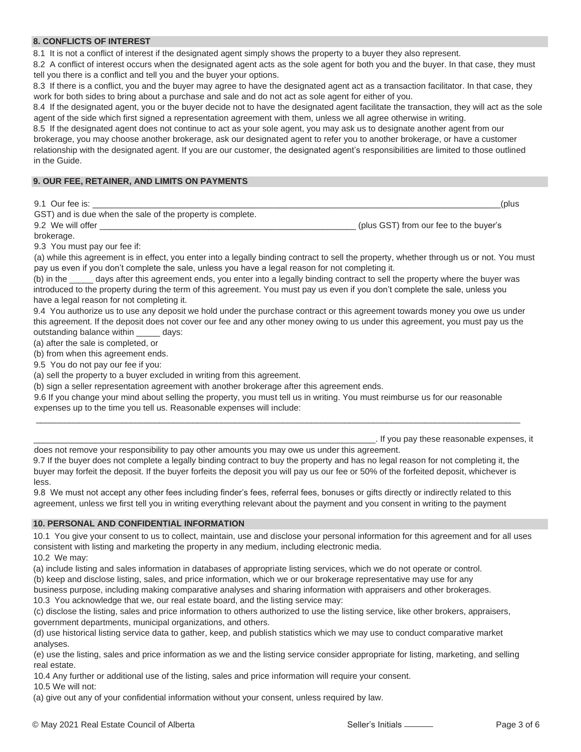## 8. CONFLICTS OF INTEREST

8.1 It is not a conflict of interest if the designated agent simply shows the property to a buyer they also represent.

8.2 A conflict of interest occurs when the designated agent acts as the sole agent for both you and the buyer. In that case, they must tell you there is a conflict and tell you and the buyer your options.

8.3 If there is a conflict, you and the buyer may agree to have the designated agent act as a transaction facilitator. In that case, they work for both sides to bring about a purchase and sale and do not act as sole agent for either of you.

8.4 If the designated agent, you or the buyer decide not to have the designated agent facilitate the transaction, they will act as the sole agent of the side which first signed a representation agreement with them, unless we all agree otherwise in writing.

8.5 If the designated agent does not continue to act as your sole agent, you may ask us to designate another agent from our brokerage, you may choose another brokerage, ask our designated agent to refer you to another brokerage, or have a customer relationship with the designated agent. If you are our customer, the designated agent's responsibilities are limited to those outlined in the Guide.

## 9. OUR FEE, RETAINER, AND LIMITS ON PAYMENTS

9.1 Our fee is: ______________________________________________________________________________(plus GST) and is due when the sale of the property is complete.

9.2 We will offer ____________________________________________________ (plus GST) from our fee to the buyer's brokerage.

9.3 You must pay our fee if:

(a) while this agreement is in effect, you enter into a legally binding contract to sell the property, whether through us or not. You must pay us even if you don't complete the sale, unless you have a legal reason for not completing it.

(b) in the _____ days after this agreement ends, you enter into a legally binding contract to sell the property where the buyer was introduced to the property during the term of this agreement. You must pay us even if you don't complete the sale, unless you have a legal reason for not completing it.

9.4 You authorize us to use any deposit we hold under the purchase contract or this agreement towards money you owe us under this agreement. If the deposit does not cover our fee and any other money owing to us under this agreement, you must pay us the outstanding balance within _____ days:

(a) after the sale is completed, or

(b) from when this agreement ends.

9.5 You do not pay our fee if you:

(a) sell the property to a buyer excluded in writing from this agreement.

(b) sign a seller representation agreement with another brokerage after this agreement ends.

9.6 If you change your mind about selling the property, you must tell us in writing. You must reimburse us for our reasonable expenses up to the time you tell us. Reasonable expenses will include:

______________________________________________________________________________________________

_________________________________________________________________________. If you pay these reasonable expenses, it does not remove your responsibility to pay other amounts you may owe us under this agreement.

9.7 If the buyer does not complete a legally binding contract to buy the property and has no legal reason for not completing it, the buyer may forfeit the deposit. If the buyer forfeits the deposit you will pay us our fee or 50% of the forfeited deposit, whichever is less.

9.8 We must not accept any other fees including finder's fees, referral fees, bonuses or gifts directly or indirectly related to this agreement, unless we first tell you in writing everything relevant about the payment and you consent in writing to the payment

## 10. PERSONAL AND CONFIDENTIAL INFORMATION

10.1 You give your consent to us to collect, maintain, use and disclose your personal information for this agreement and for all uses consistent with listing and marketing the property in any medium, including electronic media.

10.2 We may:

(a) include listing and sales information in databases of appropriate listing services, which we do not operate or control.

(b) keep and disclose listing, sales, and price information, which we or our brokerage representative may use for any business purpose, including making comparative analyses and sharing information with appraisers and other brokerages.

10.3 You acknowledge that we, our real estate board, and the listing service may:

(c) disclose the listing, sales and price information to others authorized to use the listing service, like other brokers, appraisers, government departments, municipal organizations, and others.

(d) use historical listing service data to gather, keep, and publish statistics which we may use to conduct comparative market analyses.

(e) use the listing, sales and price information as we and the listing service consider appropriate for listing, marketing, and selling real estate.

10.4 Any further or additional use of the listing, sales and price information will require your consent.

10.5 We will not:

(a) give out any of your confidential information without your consent, unless required by law.

© May 2021 Real Estate Council of Alberta    Seller's Initials ______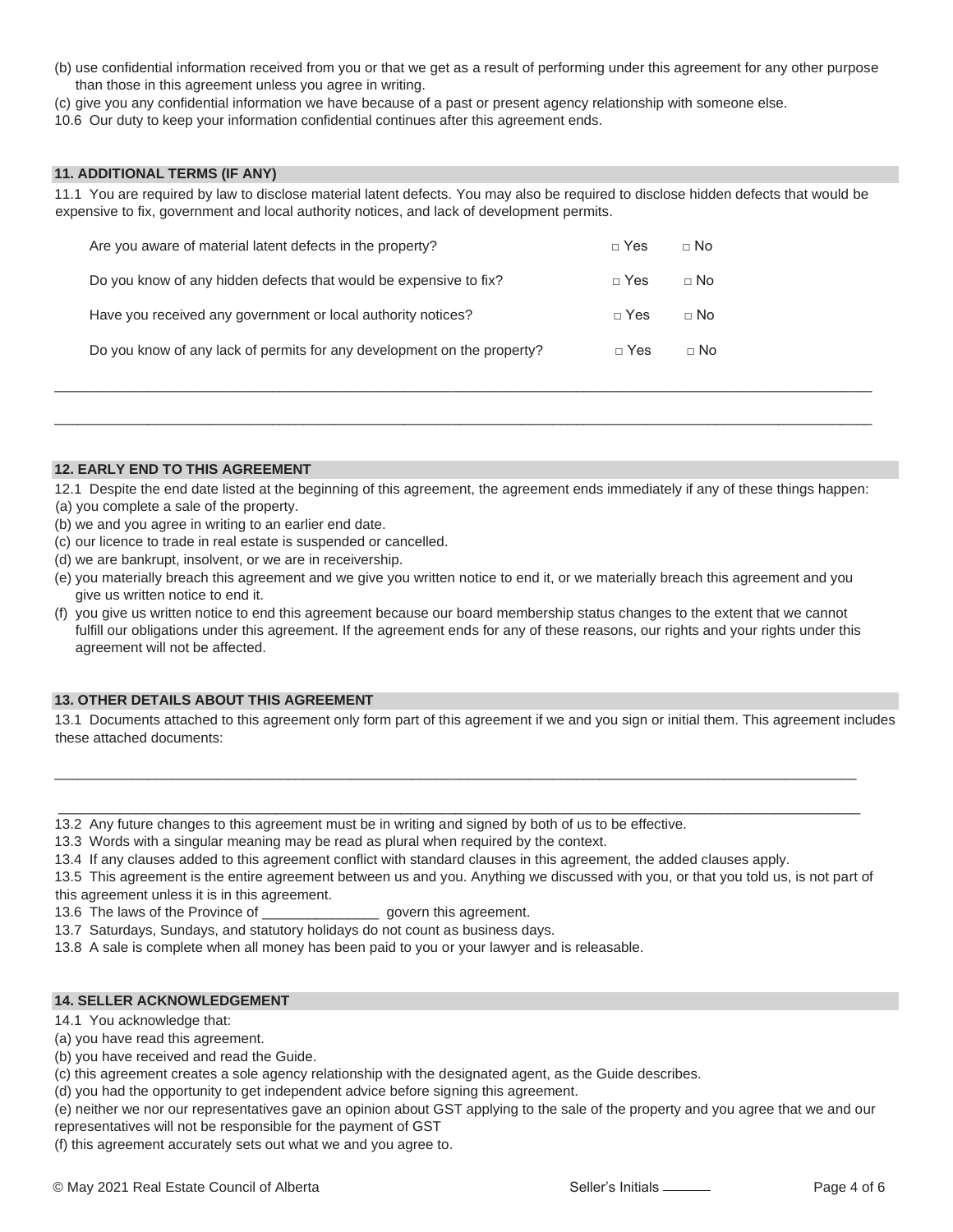(b) use confidential information received from you or that we get as a result of performing under this agreement for any other purpose than those in this agreement unless you agree in writing.

(c) give you any confidential information we have because of a past or present agency relationship with someone else.

10.6 Our duty to keep your information confidential continues after this agreement ends.

## 11. ADDITIONAL TERMS (IF ANY)

11.1 You are required by law to disclose material latent defects. You may also be required to disclose hidden defects that would be expensive to fix, government and local authority notices, and lack of development permits.

| | | |
|---|---|---|
| Are you aware of material latent defects in the property? | □ Yes | □ No |
| Do you know of any hidden defects that would be expensive to fix? | □ Yes | □ No |
| Have you received any government or local authority notices? | □ Yes | □ No |
| Do you know of any lack of permits for any development on the property? | □ Yes | □ No |

______________________________________________________________________________________________

______________________________________________________________________________________________

## 12. EARLY END TO THIS AGREEMENT

12.1 Despite the end date listed at the beginning of this agreement, the agreement ends immediately if any of these things happen:

(a) you complete a sale of the property.

(b) we and you agree in writing to an earlier end date.

(c) our licence to trade in real estate is suspended or cancelled.

(d) we are bankrupt, insolvent, or we are in receivership.

(e) you materially breach this agreement and we give you written notice to end it, or we materially breach this agreement and you give us written notice to end it.

(f) you give us written notice to end this agreement because our board membership status changes to the extent that we cannot fulfill our obligations under this agreement. If the agreement ends for any of these reasons, our rights and your rights under this agreement will not be affected.

## 13. OTHER DETAILS ABOUT THIS AGREEMENT

13.1 Documents attached to this agreement only form part of this agreement if we and you sign or initial them. This agreement includes these attached documents:

______________________________________________________________________________________________

______________________________________________________________________________________________

13.2 Any future changes to this agreement must be in writing and signed by both of us to be effective.

13.3 Words with a singular meaning may be read as plural when required by the context.

13.4 If any clauses added to this agreement conflict with standard clauses in this agreement, the added clauses apply.

13.5 This agreement is the entire agreement between us and you. Anything we discussed with you, or that you told us, is not part of this agreement unless it is in this agreement.

13.6 The laws of the Province of _______________ govern this agreement.

13.7 Saturdays, Sundays, and statutory holidays do not count as business days.

13.8 A sale is complete when all money has been paid to you or your lawyer and is releasable.

## 14. SELLER ACKNOWLEDGEMENT

14.1 You acknowledge that:

(a) you have read this agreement.

(b) you have received and read the Guide.

(c) this agreement creates a sole agency relationship with the designated agent, as the Guide describes.

(d) you had the opportunity to get independent advice before signing this agreement.

(e) neither we nor our representatives gave an opinion about GST applying to the sale of the property and you agree that we and our representatives will not be responsible for the payment of GST

(f) this agreement accurately sets out what we and you agree to.

© May 2021 Real Estate Council of Alberta Seller's Initials ______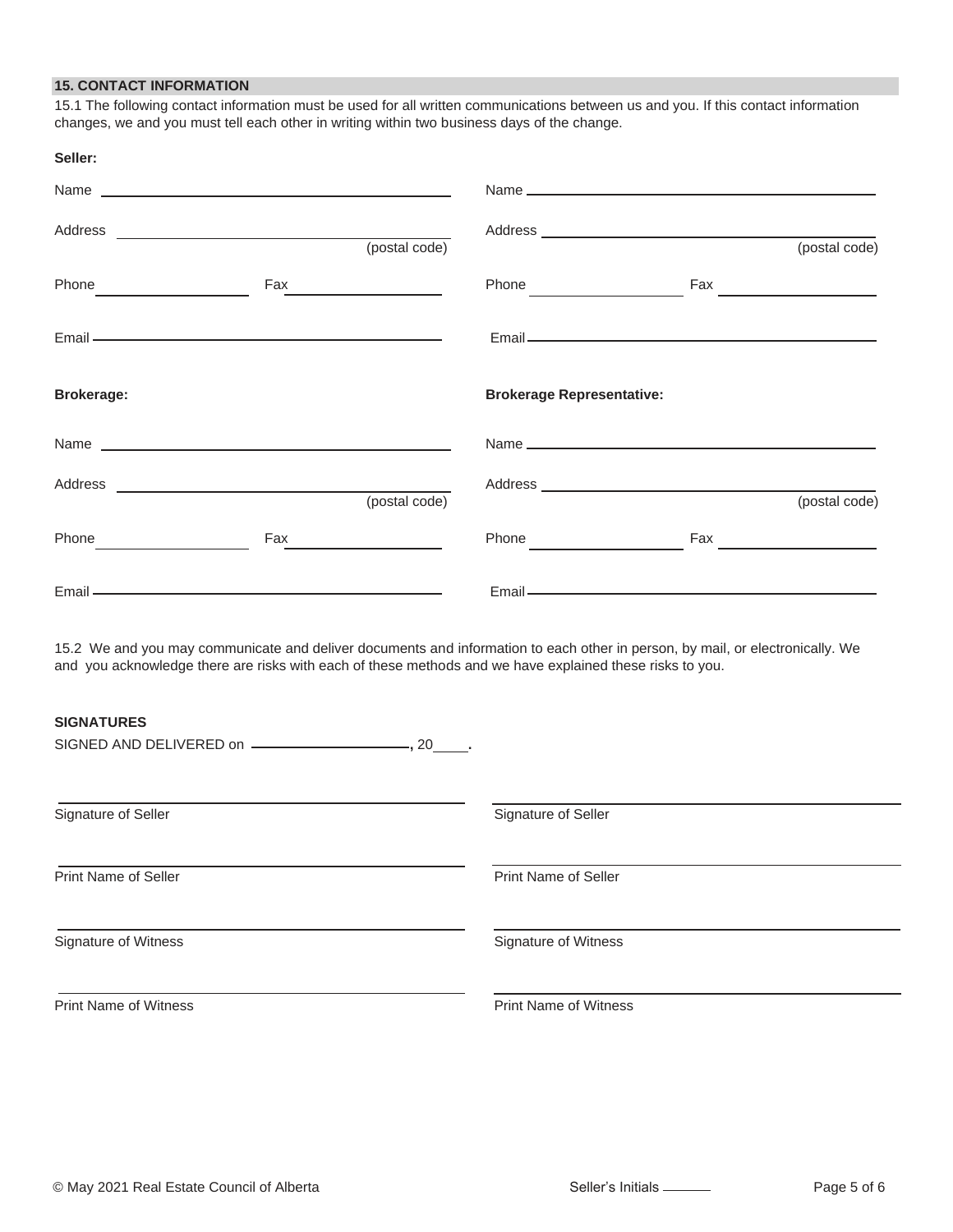## 15. CONTACT INFORMATION

15.1 The following contact information must be used for all written communications between us and you. If this contact information changes, we and you must tell each other in writing within two business days of the change.

**Seller:**

Name ____________________________________________

Address ____________________________________________ (postal code)

Phone ____________________ Fax ____________________

Email ____________________________________________

Name ____________________________________________

Address ____________________________________________ (postal code)

Phone ____________________ Fax ____________________

Email ____________________________________________

**Brokerage:**

Name ____________________________________________

Address ____________________________________________ (postal code)

Phone ____________________ Fax ____________________

Email ____________________________________________

**Brokerage Representative:**

Name ____________________________________________

Address ____________________________________________ (postal code)

Phone ____________________ Fax ____________________

Email ____________________________________________

15.2 We and you may communicate and deliver documents and information to each other in person, by mail, or electronically. We and you acknowledge there are risks with each of these methods and we have explained these risks to you.

**SIGNATURES**

SIGNED AND DELIVERED on ____________________, 20____.

____________________________________________
Signature of Seller

____________________________________________
Print Name of Seller

____________________________________________
Signature of Witness

____________________________________________
Print Name of Witness

____________________________________________
Signature of Seller

____________________________________________
Print Name of Seller

____________________________________________
Signature of Witness

____________________________________________
Print Name of Witness

Seller's Initials ______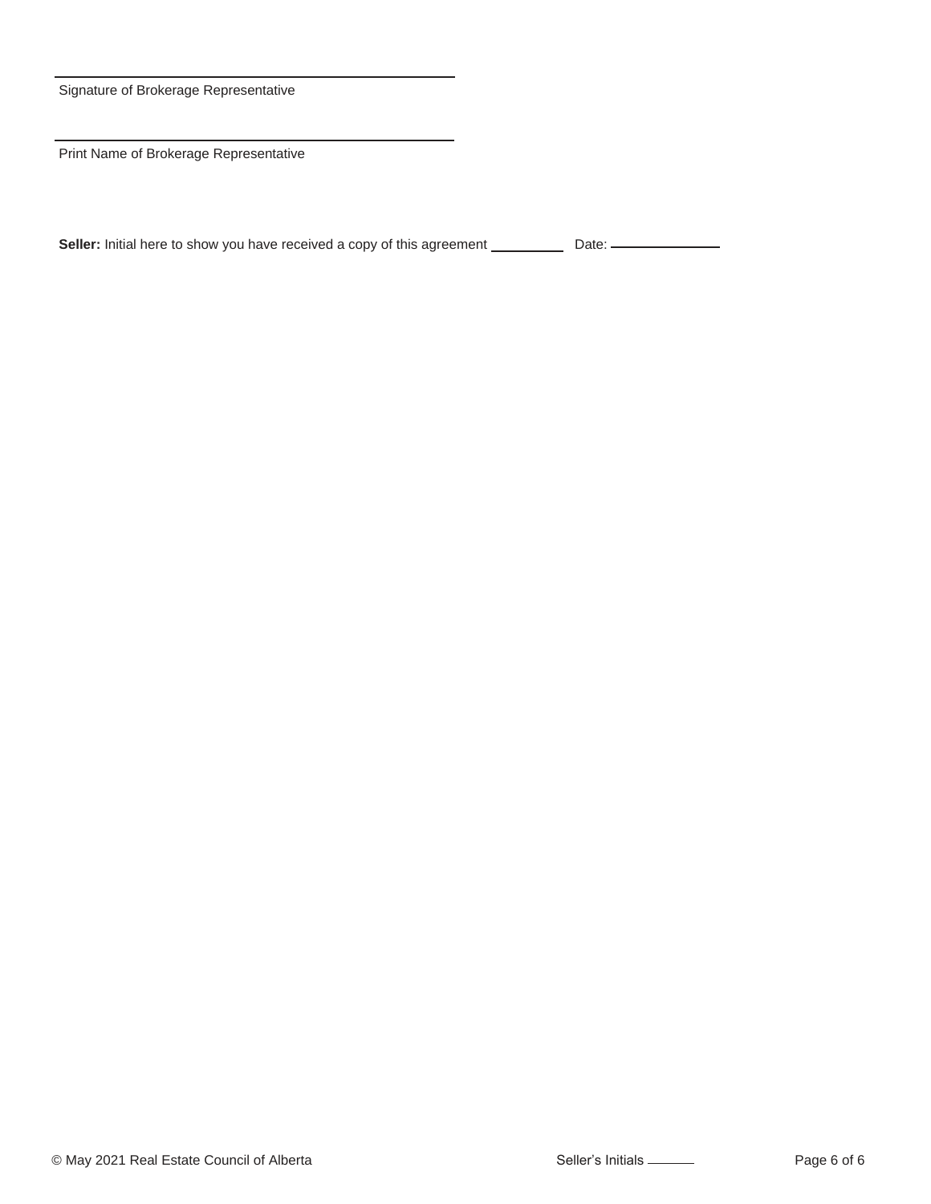\_\_\_\_\_\_\_\_\_\_\_\_\_\_\_\_\_\_\_\_\_\_\_\_\_\_\_\_\_\_\_\_\_\_\_\_\_\_\_\_

Signature of Brokerage Representative

\_\_\_\_\_\_\_\_\_\_\_\_\_\_\_\_\_\_\_\_\_\_\_\_\_\_\_\_\_\_\_\_\_\_\_\_\_\_\_\_

Print Name of Brokerage Representative

**Seller:** Initial here to show you have received a copy of this agreement \_\_\_\_\_\_\_\_\_\_ Date: \_\_\_\_\_\_\_\_\_\_\_\_\_\_\_